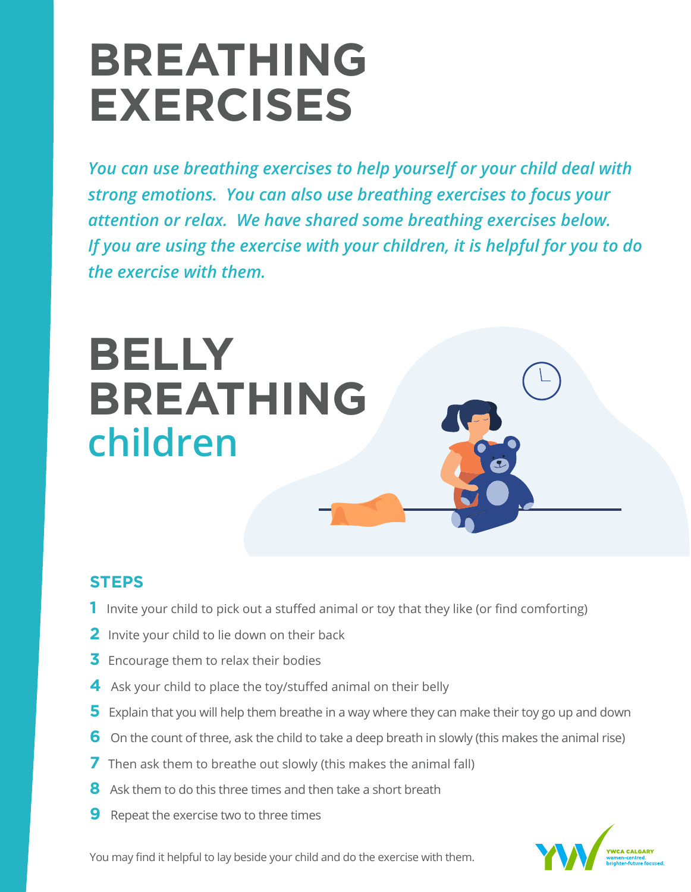# BREATHING EXERCISES

*You can use breathing exercises to help yourself or your child deal with strong emotions. You can also use breathing exercises to focus your attention or relax. We have shared some breathing exercises below. If you are using the exercise with your children, it is helpful for you to do the exercise with them.*

## BELLY BREATHING children

### STEPS

1. Invite your child to pick out a stuffed animal or toy that they like (or find comforting)
2. Invite your child to lie down on their back
3. Encourage them to relax their bodies
4. Ask your child to place the toy/stuffed animal on their belly
5. Explain that you will help them breathe in a way where they can make their toy go up and down
6. On the count of three, ask the child to take a deep breath in slowly (this makes the animal rise)
7. Then ask them to breathe out slowly (this makes the animal fall)
8. Ask them to do this three times and then take a short breath
9. Repeat the exercise two to three times

You may find it helpful to lay beside your child and do the exercise with them.

YWCA CALGARY women-centred. brighter-future focused.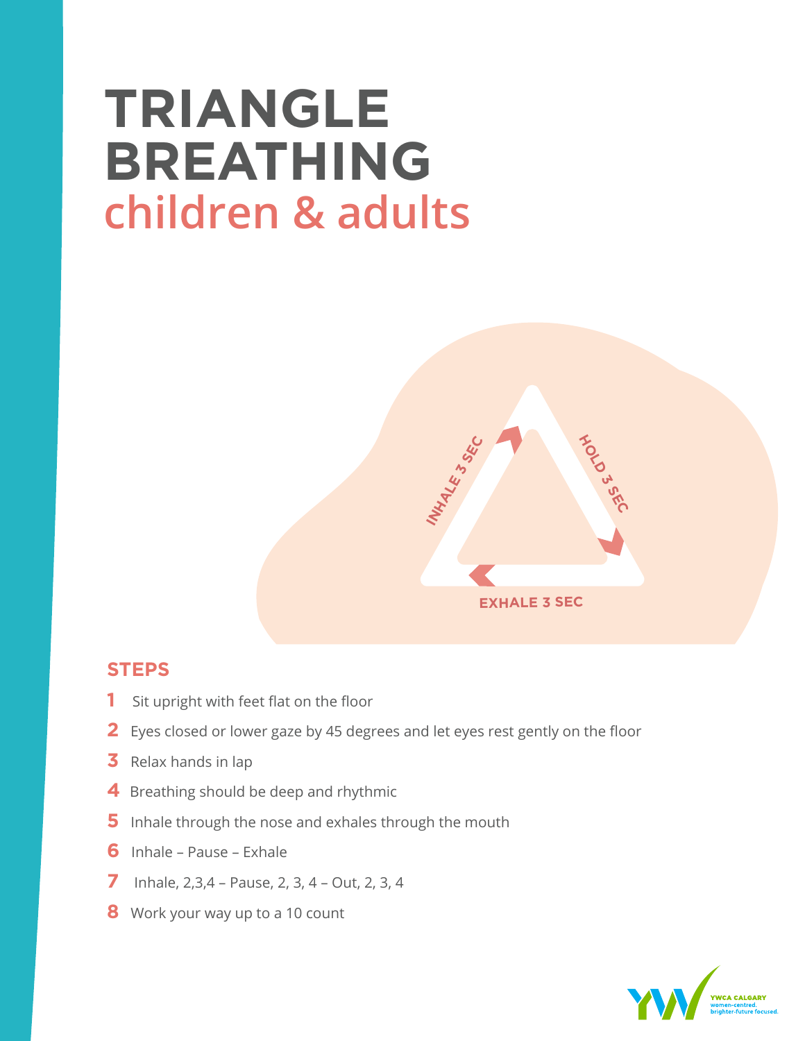# TRIANGLE BREATHING
## children & adults

INHALE 3 SEC

HOLD 3 SEC

EXHALE 3 SEC

### STEPS

1. Sit upright with feet flat on the floor
2. Eyes closed or lower gaze by 45 degrees and let eyes rest gently on the floor
3. Relax hands in lap
4. Breathing should be deep and rhythmic
5. Inhale through the nose and exhales through the mouth
6. Inhale – Pause – Exhale
7. Inhale, 2,3,4 – Pause, 2, 3, 4 – Out, 2, 3, 4
8. Work your way up to a 10 count

YWCA CALGARY
women-centred.
brighter-future focused.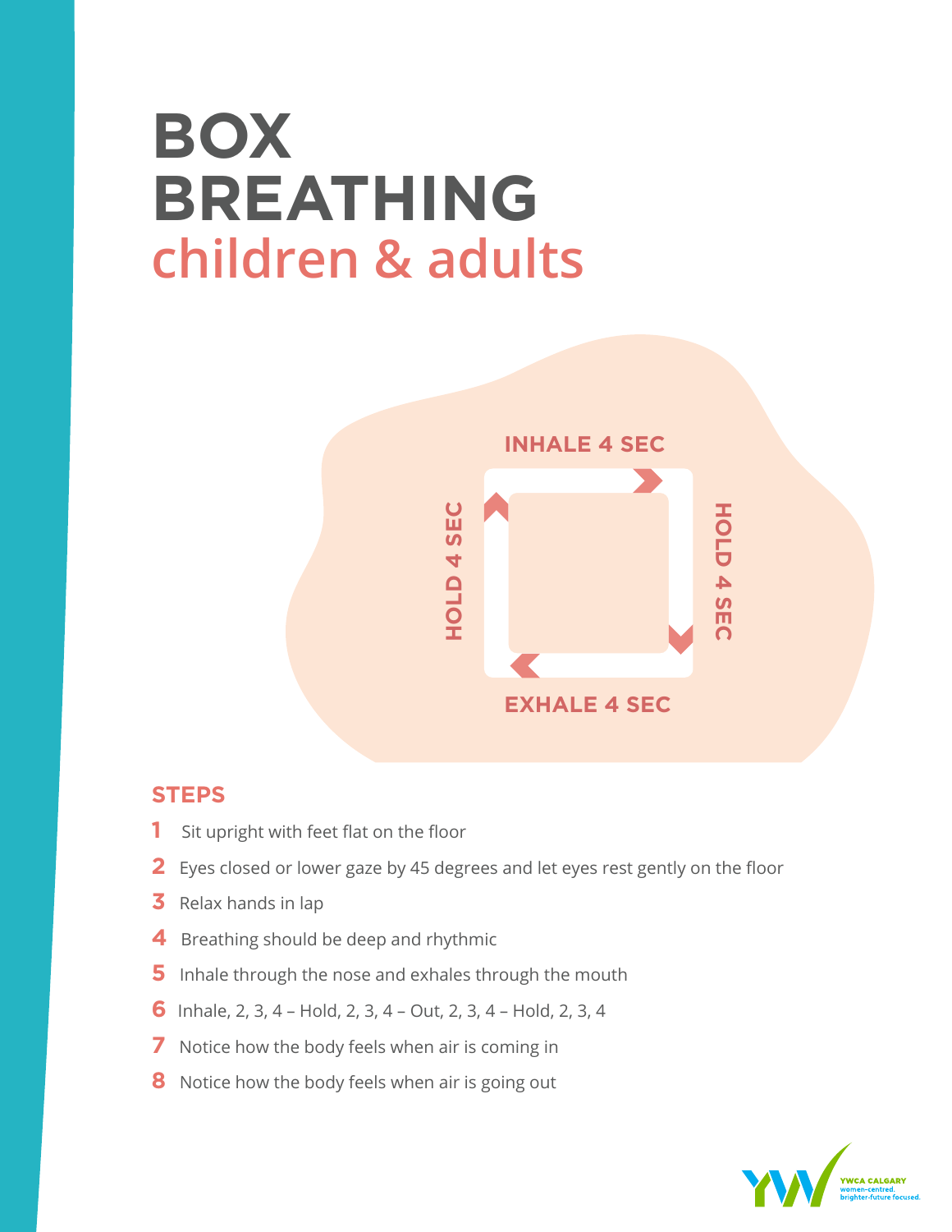# BOX BREATHING

## children & adults

INHALE 4 SEC

HOLD 4 SEC

EXHALE 4 SEC

HOLD 4 SEC

### STEPS

1. Sit upright with feet flat on the floor
2. Eyes closed or lower gaze by 45 degrees and let eyes rest gently on the floor
3. Relax hands in lap
4. Breathing should be deep and rhythmic
5. Inhale through the nose and exhales through the mouth
6. Inhale, 2, 3, 4 – Hold, 2, 3, 4 – Out, 2, 3, 4 – Hold, 2, 3, 4
7. Notice how the body feels when air is coming in
8. Notice how the body feels when air is going out

YWCA CALGARY
women-centred.
brighter-future focused.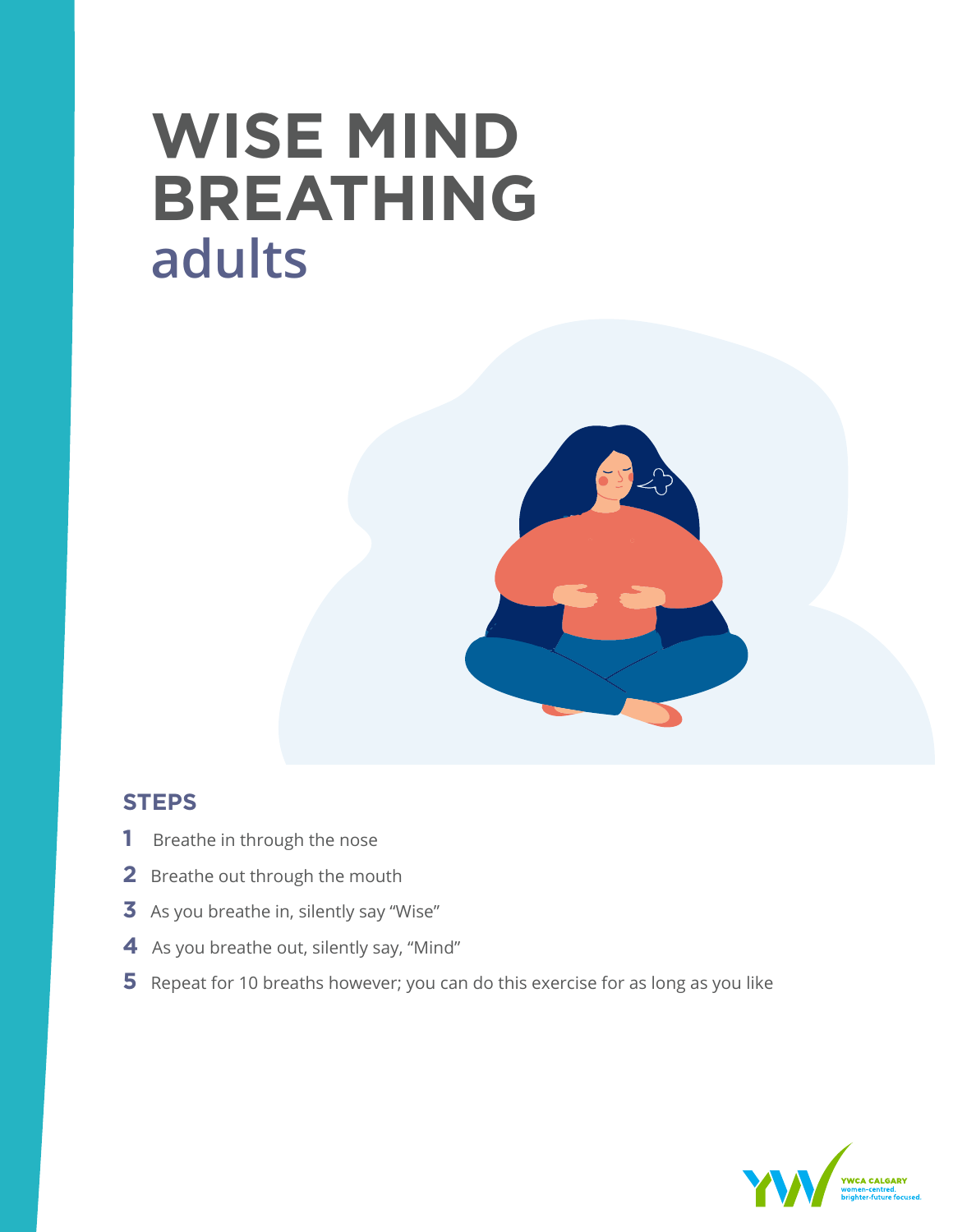# WISE MIND BREATHING

## adults

### STEPS

1. Breathe in through the nose
2. Breathe out through the mouth
3. As you breathe in, silently say "Wise"
4. As you breathe out, silently say, "Mind"
5. Repeat for 10 breaths however; you can do this exercise for as long as you like

YWCA CALGARY
women-centred.
brighter-future focused.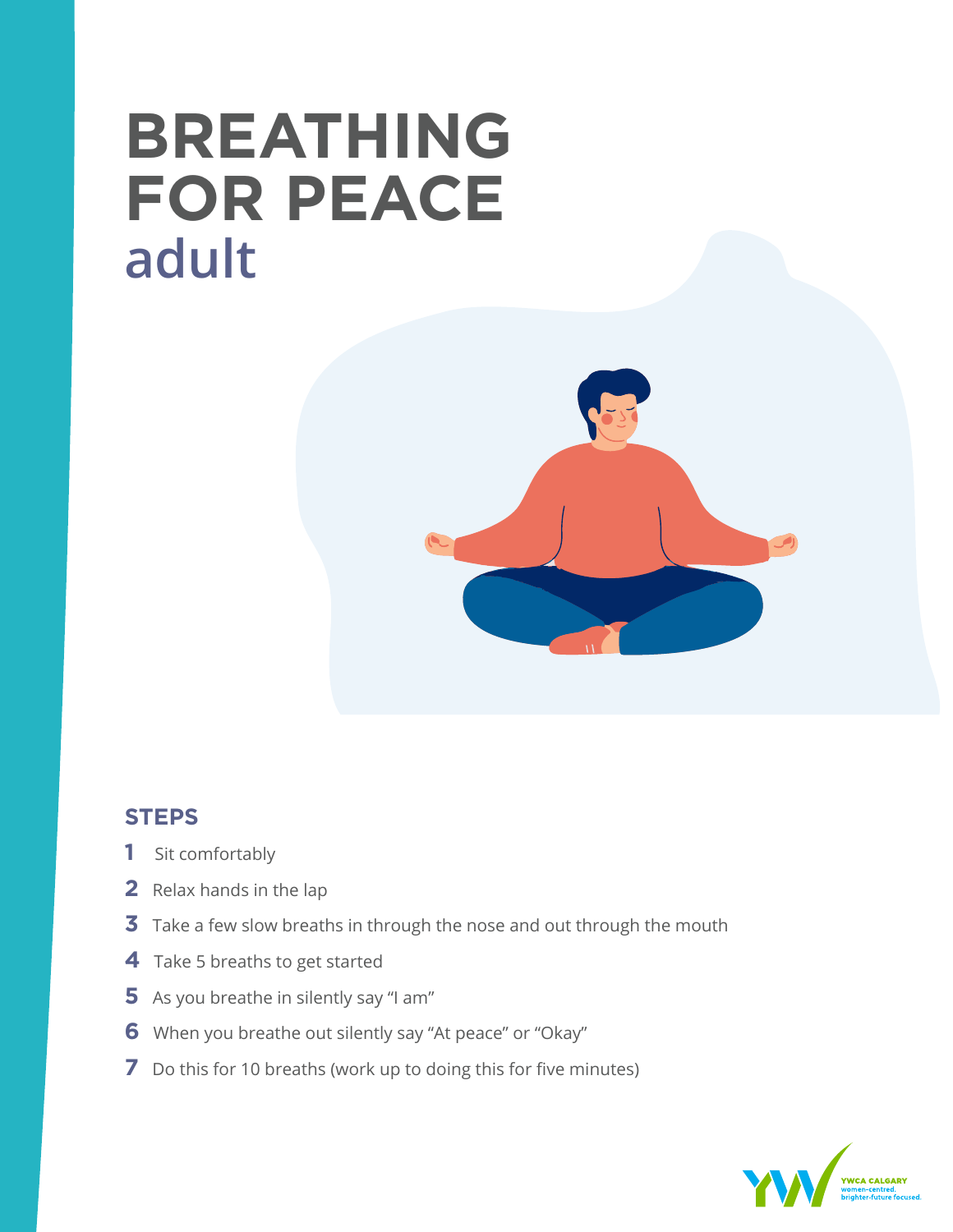# BREATHING FOR PEACE

## adult

### STEPS

1. Sit comfortably
2. Relax hands in the lap
3. Take a few slow breaths in through the nose and out through the mouth
4. Take 5 breaths to get started
5. As you breathe in silently say “I am”
6. When you breathe out silently say “At peace” or “Okay”
7. Do this for 10 breaths (work up to doing this for five minutes)

YWCA CALGARY
women-centred.
brighter-future focused.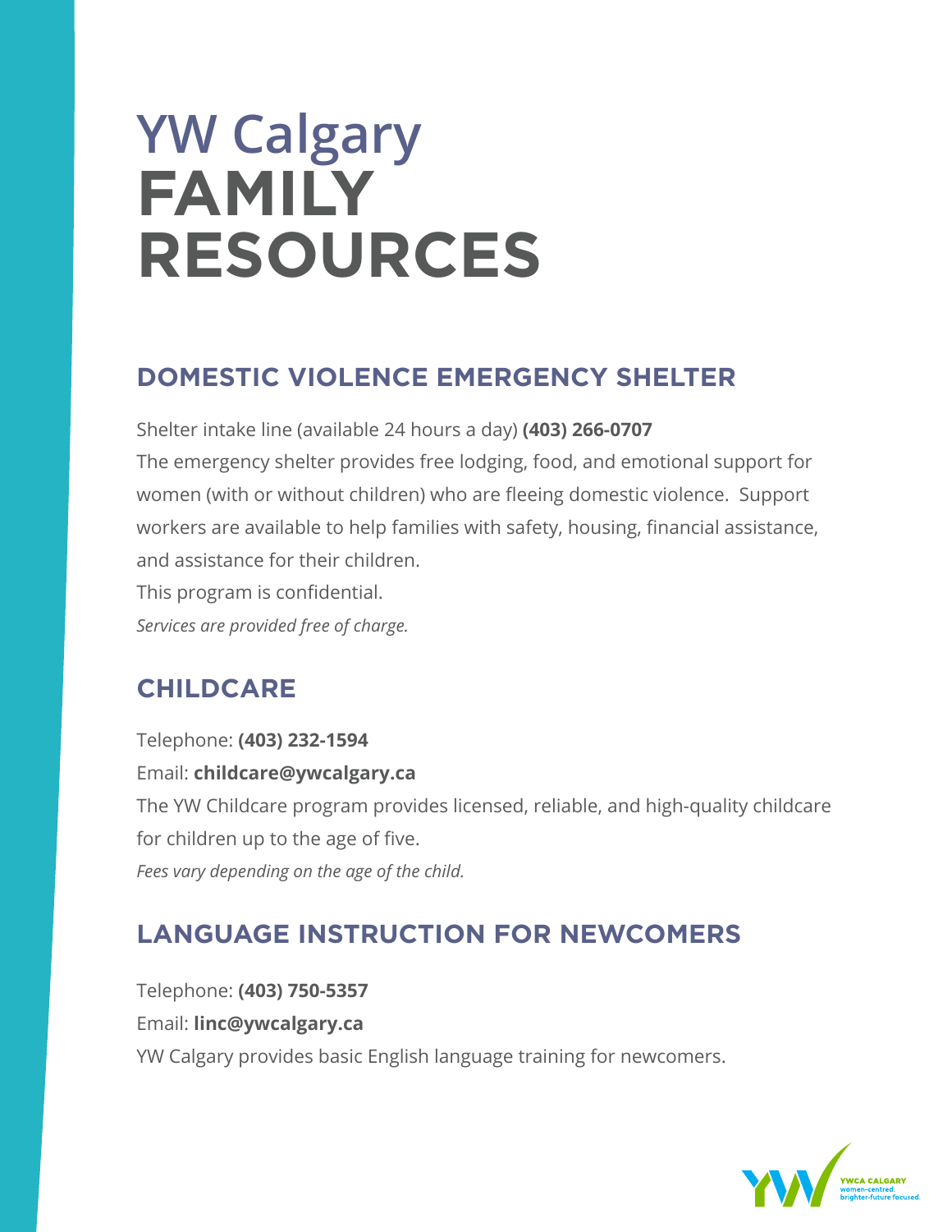# YW Calgary FAMILY RESOURCES

## DOMESTIC VIOLENCE EMERGENCY SHELTER

Shelter intake line (available 24 hours a day) **(403) 266-0707**

The emergency shelter provides free lodging, food, and emotional support for women (with or without children) who are fleeing domestic violence. Support workers are available to help families with safety, housing, financial assistance, and assistance for their children.

This program is confidential.

*Services are provided free of charge.*

## CHILDCARE

Telephone: **(403) 232-1594**

Email: **childcare@ywcalgary.ca**

The YW Childcare program provides licensed, reliable, and high-quality childcare for children up to the age of five.

*Fees vary depending on the age of the child.*

## LANGUAGE INSTRUCTION FOR NEWCOMERS

Telephone: **(403) 750-5357**

Email: **linc@ywcalgary.ca**

YW Calgary provides basic English language training for newcomers.

YWCA CALGARY
women-centred.
brighter-future focused.